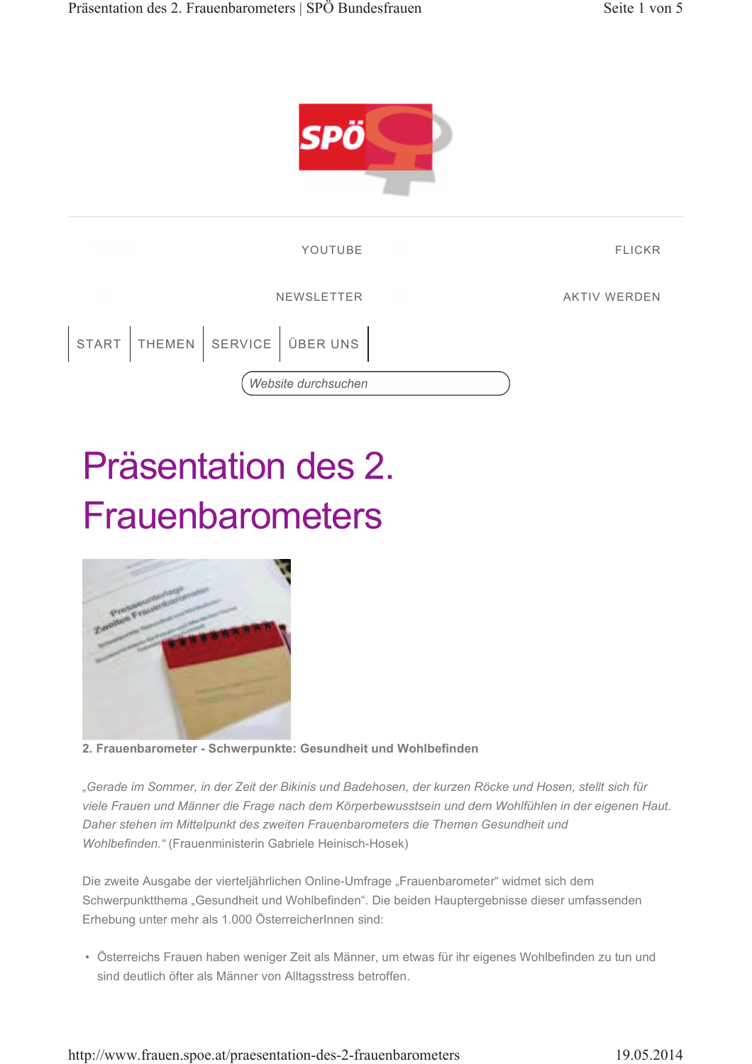YOUTUBE

FLICKR

NEWSLETTER

AKTIV WERDEN

START | THEMEN | SERVICE | ÜBER UNS

Website durchsuchen

# Präsentation des 2. Frauenbarometers

**2. Frauenbarometer - Schwerpunkte: Gesundheit und Wohlbefinden**

*„Gerade im Sommer, in der Zeit der Bikinis und Badehosen, der kurzen Röcke und Hosen, stellt sich für viele Frauen und Männer die Frage nach dem Körperbewusstsein und dem Wohlfühlen in der eigenen Haut. Daher stehen im Mittelpunkt des zweiten Frauenbarometers die Themen Gesundheit und Wohlbefinden.“* (Frauenministerin Gabriele Heinisch-Hosek)

Die zweite Ausgabe der vierteljährlichen Online-Umfrage „Frauenbarometer“ widmet sich dem Schwerpunktthema „Gesundheit und Wohlbefinden“. Die beiden Hauptergebnisse dieser umfassenden Erhebung unter mehr als 1.000 ÖsterreicherInnen sind:

- Österreichs Frauen haben weniger Zeit als Männer, um etwas für ihr eigenes Wohlbefinden zu tun und sind deutlich öfter als Männer von Alltagsstress betroffen.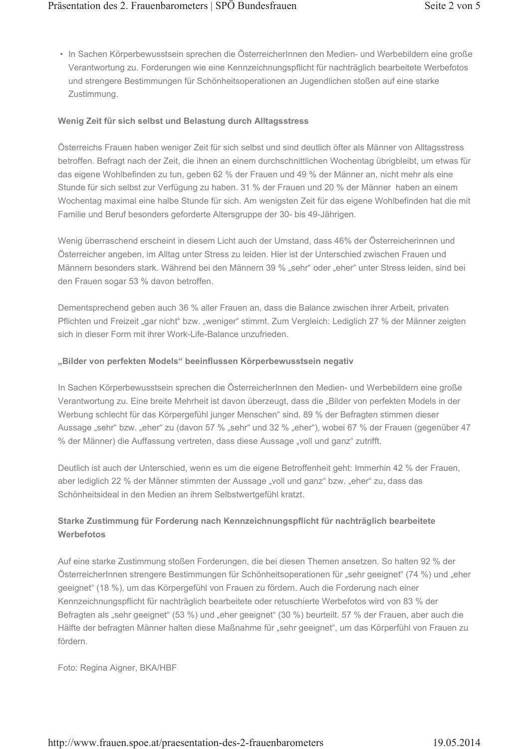- In Sachen Körperbewusstsein sprechen die ÖsterreicherInnen den Medien- und Werbebildern eine große Verantwortung zu. Forderungen wie eine Kennzeichnungspflicht für nachträglich bearbeitete Werbefotos und strengere Bestimmungen für Schönheitsoperationen an Jugendlichen stoßen auf eine starke Zustimmung.

**Wenig Zeit für sich selbst und Belastung durch Alltagsstress**

Österreichs Frauen haben weniger Zeit für sich selbst und sind deutlich öfter als Männer von Alltagsstress betroffen. Befragt nach der Zeit, die ihnen an einem durchschnittlichen Wochentag übrigbleibt, um etwas für das eigene Wohlbefinden zu tun, geben 62 % der Frauen und 49 % der Männer an, nicht mehr als eine Stunde für sich selbst zur Verfügung zu haben. 31 % der Frauen und 20 % der Männer haben an einem Wochentag maximal eine halbe Stunde für sich. Am wenigsten Zeit für das eigene Wohlbefinden hat die mit Familie und Beruf besonders geforderte Altersgruppe der 30- bis 49-Jährigen.

Wenig überraschend erscheint in diesem Licht auch der Umstand, dass 46% der Österreicherinnen und Österreicher angeben, im Alltag unter Stress zu leiden. Hier ist der Unterschied zwischen Frauen und Männern besonders stark. Während bei den Männern 39 % „sehr" oder „eher" unter Stress leiden, sind bei den Frauen sogar 53 % davon betroffen.

Dementsprechend geben auch 36 % aller Frauen an, dass die Balance zwischen ihrer Arbeit, privaten Pflichten und Freizeit „gar nicht" bzw. „weniger" stimmt. Zum Vergleich: Lediglich 27 % der Männer zeigten sich in dieser Form mit ihrer Work-Life-Balance unzufrieden.

**„Bilder von perfekten Models" beeinflussen Körperbewusstsein negativ**

In Sachen Körperbewusstsein sprechen die ÖsterreicherInnen den Medien- und Werbebildern eine große Verantwortung zu. Eine breite Mehrheit ist davon überzeugt, dass die „Bilder von perfekten Models in der Werbung schlecht für das Körpergefühl junger Menschen" sind. 89 % der Befragten stimmen dieser Aussage „sehr" bzw. „eher" zu (davon 57 % „sehr" und 32 % „eher"), wobei 67 % der Frauen (gegenüber 47 % der Männer) die Auffassung vertreten, dass diese Aussage „voll und ganz" zutrifft.

Deutlich ist auch der Unterschied, wenn es um die eigene Betroffenheit geht: Immerhin 42 % der Frauen, aber lediglich 22 % der Männer stimmten der Aussage „voll und ganz" bzw. „eher" zu, dass das Schönheitsideal in den Medien an ihrem Selbstwertgefühl kratzt.

**Starke Zustimmung für Forderung nach Kennzeichnungspflicht für nachträglich bearbeitete Werbefotos**

Auf eine starke Zustimmung stoßen Forderungen, die bei diesen Themen ansetzen. So halten 92 % der ÖsterreicherInnen strengere Bestimmungen für Schönheitsoperationen für „sehr geeignet" (74 %) und „eher geeignet" (18 %), um das Körpergefühl von Frauen zu fördern. Auch die Forderung nach einer Kennzeichnungspflicht für nachträglich bearbeitete oder retuschierte Werbefotos wird von 83 % der Befragten als „sehr geeignet" (53 %) und „eher geeignet" (30 %) beurteilt. 57 % der Frauen, aber auch die Hälfte der befragten Männer halten diese Maßnahme für „sehr geeignet", um das Körperfühl von Frauen zu fördern.

Foto: Regina Aigner, BKA/HBF